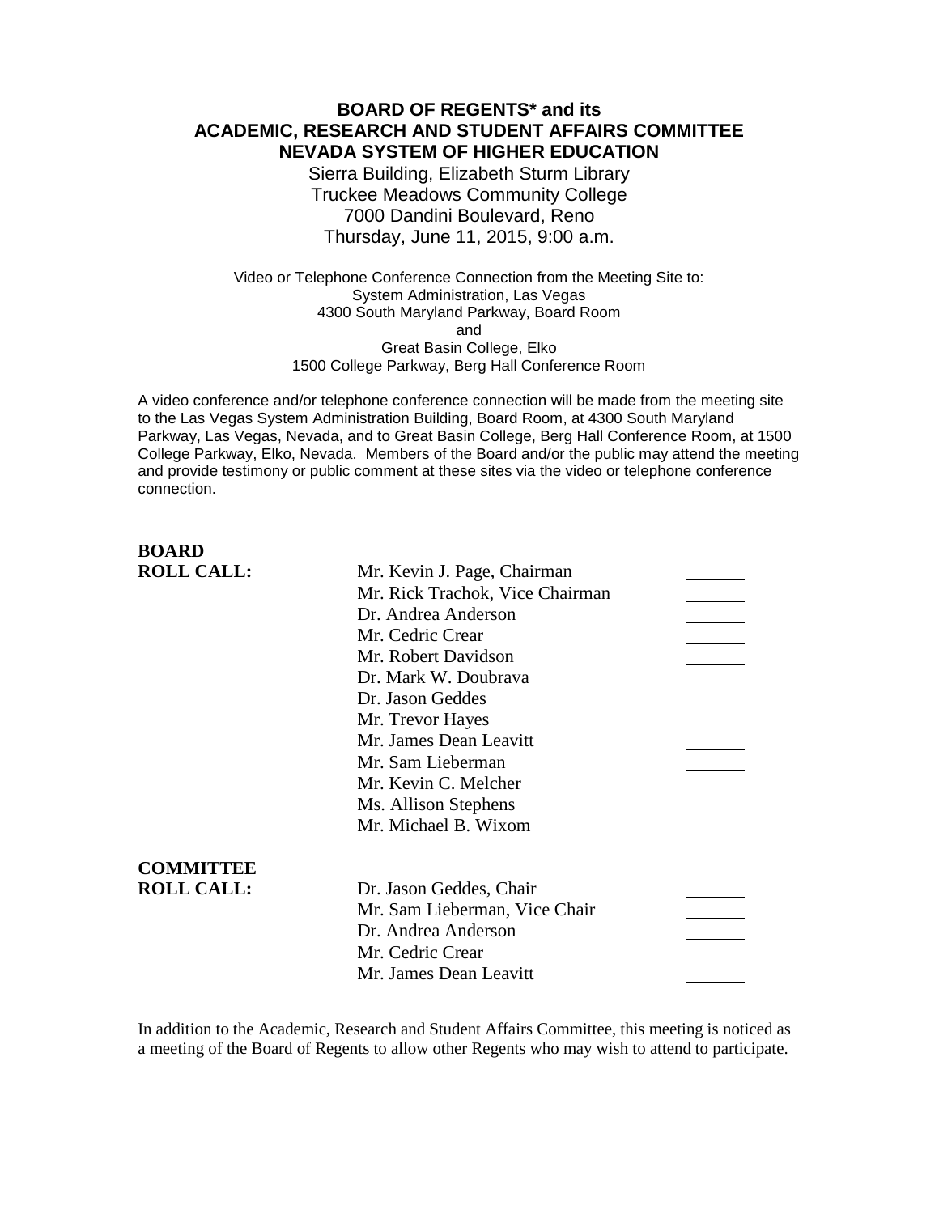# BOARD OF REGENTS* and its ACADEMIC, RESEARCH AND STUDENT AFFAIRS COMMITTEE NEVADA SYSTEM OF HIGHER EDUCATION

Sierra Building, Elizabeth Sturm Library
Truckee Meadows Community College
7000 Dandini Boulevard, Reno
Thursday, June 11, 2015, 9:00 a.m.

Video or Telephone Conference Connection from the Meeting Site to:
System Administration, Las Vegas
4300 South Maryland Parkway, Board Room
and
Great Basin College, Elko
1500 College Parkway, Berg Hall Conference Room

A video conference and/or telephone conference connection will be made from the meeting site to the Las Vegas System Administration Building, Board Room, at 4300 South Maryland Parkway, Las Vegas, Nevada, and to Great Basin College, Berg Hall Conference Room, at 1500 College Parkway, Elko, Nevada. Members of the Board and/or the public may attend the meeting and provide testimony or public comment at these sites via the video or telephone conference connection.

**BOARD ROLL CALL:**

| | |
|---|---|
| Mr. Kevin J. Page, Chairman | _______ |
| Mr. Rick Trachok, Vice Chairman | _______ |
| Dr. Andrea Anderson | _______ |
| Mr. Cedric Crear | _______ |
| Mr. Robert Davidson | _______ |
| Dr. Mark W. Doubrava | _______ |
| Dr. Jason Geddes | _______ |
| Mr. Trevor Hayes | _______ |
| Mr. James Dean Leavitt | _______ |
| Mr. Sam Lieberman | _______ |
| Mr. Kevin C. Melcher | _______ |
| Ms. Allison Stephens | _______ |
| Mr. Michael B. Wixom | _______ |

**COMMITTEE ROLL CALL:**

| | |
|---|---|
| Dr. Jason Geddes, Chair | _______ |
| Mr. Sam Lieberman, Vice Chair | _______ |
| Dr. Andrea Anderson | _______ |
| Mr. Cedric Crear | _______ |
| Mr. James Dean Leavitt | _______ |

In addition to the Academic, Research and Student Affairs Committee, this meeting is noticed as a meeting of the Board of Regents to allow other Regents who may wish to attend to participate.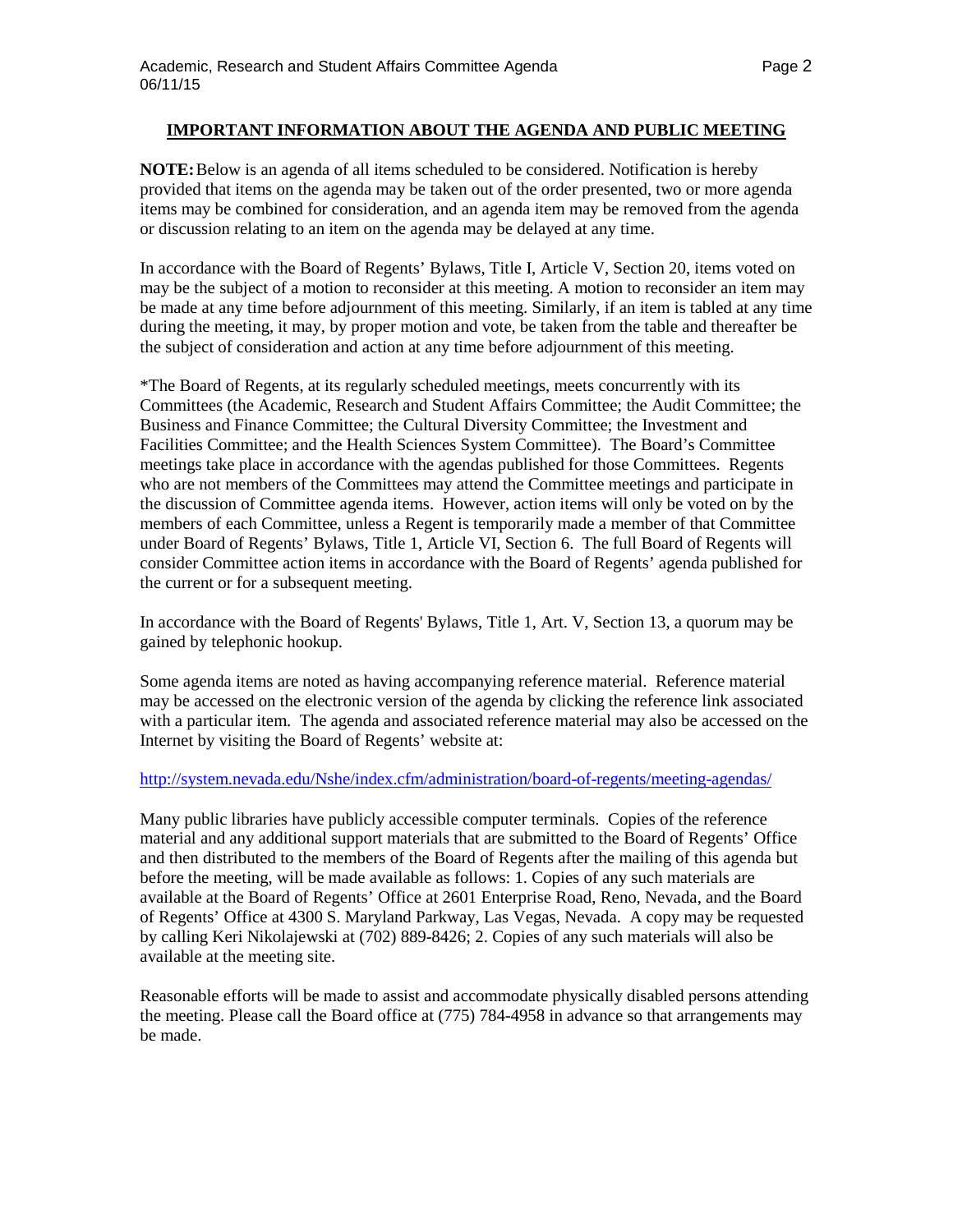## IMPORTANT INFORMATION ABOUT THE AGENDA AND PUBLIC MEETING

**NOTE:** Below is an agenda of all items scheduled to be considered. Notification is hereby provided that items on the agenda may be taken out of the order presented, two or more agenda items may be combined for consideration, and an agenda item may be removed from the agenda or discussion relating to an item on the agenda may be delayed at any time.

In accordance with the Board of Regents' Bylaws, Title I, Article V, Section 20, items voted on may be the subject of a motion to reconsider at this meeting. A motion to reconsider an item may be made at any time before adjournment of this meeting. Similarly, if an item is tabled at any time during the meeting, it may, by proper motion and vote, be taken from the table and thereafter be the subject of consideration and action at any time before adjournment of this meeting.

*The Board of Regents, at its regularly scheduled meetings, meets concurrently with its Committees (the Academic, Research and Student Affairs Committee; the Audit Committee; the Business and Finance Committee; the Cultural Diversity Committee; the Investment and Facilities Committee; and the Health Sciences System Committee). The Board's Committee meetings take place in accordance with the agendas published for those Committees. Regents who are not members of the Committees may attend the Committee meetings and participate in the discussion of Committee agenda items. However, action items will only be voted on by the members of each Committee, unless a Regent is temporarily made a member of that Committee under Board of Regents' Bylaws, Title 1, Article VI, Section 6. The full Board of Regents will consider Committee action items in accordance with the Board of Regents' agenda published for the current or for a subsequent meeting.

In accordance with the Board of Regents' Bylaws, Title 1, Art. V, Section 13, a quorum may be gained by telephonic hookup.

Some agenda items are noted as having accompanying reference material. Reference material may be accessed on the electronic version of the agenda by clicking the reference link associated with a particular item. The agenda and associated reference material may also be accessed on the Internet by visiting the Board of Regents' website at:

http://system.nevada.edu/Nshe/index.cfm/administration/board-of-regents/meeting-agendas/

Many public libraries have publicly accessible computer terminals. Copies of the reference material and any additional support materials that are submitted to the Board of Regents' Office and then distributed to the members of the Board of Regents after the mailing of this agenda but before the meeting, will be made available as follows: 1. Copies of any such materials are available at the Board of Regents' Office at 2601 Enterprise Road, Reno, Nevada, and the Board of Regents' Office at 4300 S. Maryland Parkway, Las Vegas, Nevada. A copy may be requested by calling Keri Nikolajewski at (702) 889-8426; 2. Copies of any such materials will also be available at the meeting site.

Reasonable efforts will be made to assist and accommodate physically disabled persons attending the meeting. Please call the Board office at (775) 784-4958 in advance so that arrangements may be made.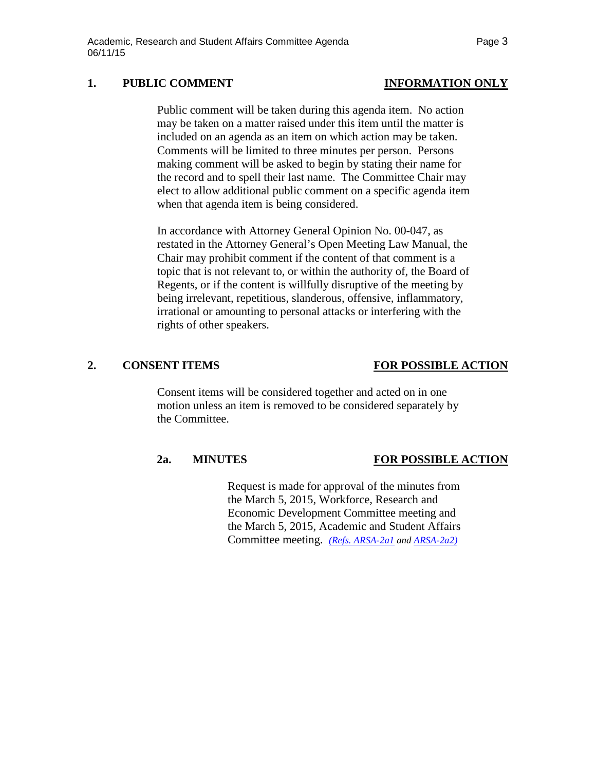## 1. PUBLIC COMMENT — INFORMATION ONLY

Public comment will be taken during this agenda item. No action may be taken on a matter raised under this item until the matter is included on an agenda as an item on which action may be taken. Comments will be limited to three minutes per person. Persons making comment will be asked to begin by stating their name for the record and to spell their last name. The Committee Chair may elect to allow additional public comment on a specific agenda item when that agenda item is being considered.

In accordance with Attorney General Opinion No. 00-047, as restated in the Attorney General's Open Meeting Law Manual, the Chair may prohibit comment if the content of that comment is a topic that is not relevant to, or within the authority of, the Board of Regents, or if the content is willfully disruptive of the meeting by being irrelevant, repetitious, slanderous, offensive, inflammatory, irrational or amounting to personal attacks or interfering with the rights of other speakers.

## 2. CONSENT ITEMS — FOR POSSIBLE ACTION

Consent items will be considered together and acted on in one motion unless an item is removed to be considered separately by the Committee.

### 2a. MINUTES — FOR POSSIBLE ACTION

Request is made for approval of the minutes from the March 5, 2015, Workforce, Research and Economic Development Committee meeting and the March 5, 2015, Academic and Student Affairs Committee meeting. *(Refs. ARSA-2a1 and ARSA-2a2)*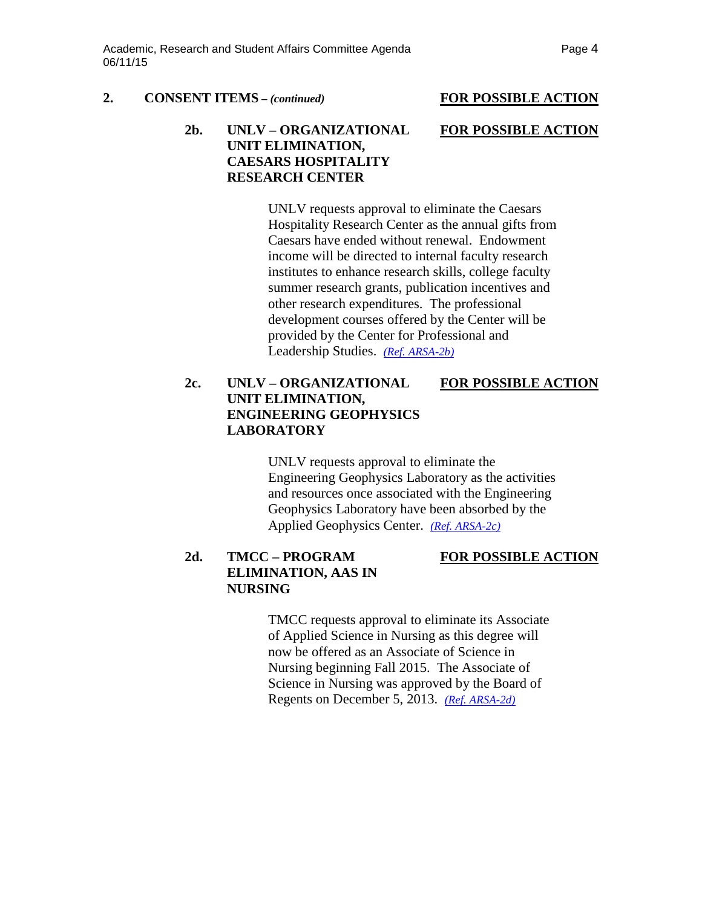## 2. CONSENT ITEMS – *(continued)* **FOR POSSIBLE ACTION**

### 2b. UNLV – ORGANIZATIONAL UNIT ELIMINATION, CAESARS HOSPITALITY RESEARCH CENTER **FOR POSSIBLE ACTION**

UNLV requests approval to eliminate the Caesars Hospitality Research Center as the annual gifts from Caesars have ended without renewal. Endowment income will be directed to internal faculty research institutes to enhance research skills, college faculty summer research grants, publication incentives and other research expenditures. The professional development courses offered by the Center will be provided by the Center for Professional and Leadership Studies. *(Ref. ARSA-2b)*

### 2c. UNLV – ORGANIZATIONAL UNIT ELIMINATION, ENGINEERING GEOPHYSICS LABORATORY **FOR POSSIBLE ACTION**

UNLV requests approval to eliminate the Engineering Geophysics Laboratory as the activities and resources once associated with the Engineering Geophysics Laboratory have been absorbed by the Applied Geophysics Center. *(Ref. ARSA-2c)*

### 2d. TMCC – PROGRAM ELIMINATION, AAS IN NURSING **FOR POSSIBLE ACTION**

TMCC requests approval to eliminate its Associate of Applied Science in Nursing as this degree will now be offered as an Associate of Science in Nursing beginning Fall 2015. The Associate of Science in Nursing was approved by the Board of Regents on December 5, 2013. *(Ref. ARSA-2d)*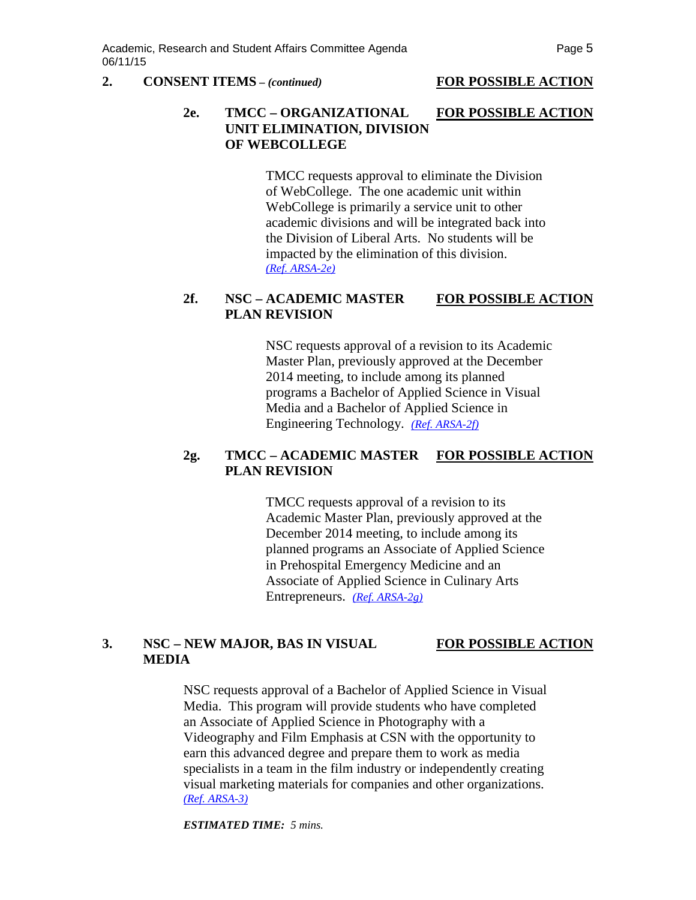**2. CONSENT ITEMS** – *(continued)* **FOR POSSIBLE ACTION**

**2e. TMCC – ORGANIZATIONAL UNIT ELIMINATION, DIVISION OF WEBCOLLEGE** **FOR POSSIBLE ACTION**

TMCC requests approval to eliminate the Division of WebCollege. The one academic unit within WebCollege is primarily a service unit to other academic divisions and will be integrated back into the Division of Liberal Arts. No students will be impacted by the elimination of this division. *(Ref. ARSA-2e)*

**2f. NSC – ACADEMIC MASTER PLAN REVISION** **FOR POSSIBLE ACTION**

NSC requests approval of a revision to its Academic Master Plan, previously approved at the December 2014 meeting, to include among its planned programs a Bachelor of Applied Science in Visual Media and a Bachelor of Applied Science in Engineering Technology. *(Ref. ARSA-2f)*

**2g. TMCC – ACADEMIC MASTER PLAN REVISION** **FOR POSSIBLE ACTION**

TMCC requests approval of a revision to its Academic Master Plan, previously approved at the December 2014 meeting, to include among its planned programs an Associate of Applied Science in Prehospital Emergency Medicine and an Associate of Applied Science in Culinary Arts Entrepreneurs. *(Ref. ARSA-2g)*

**3. NSC – NEW MAJOR, BAS IN VISUAL MEDIA** **FOR POSSIBLE ACTION**

NSC requests approval of a Bachelor of Applied Science in Visual Media. This program will provide students who have completed an Associate of Applied Science in Photography with a Videography and Film Emphasis at CSN with the opportunity to earn this advanced degree and prepare them to work as media specialists in a team in the film industry or independently creating visual marketing materials for companies and other organizations. *(Ref. ARSA-3)*

***ESTIMATED TIME:*** *5 mins.*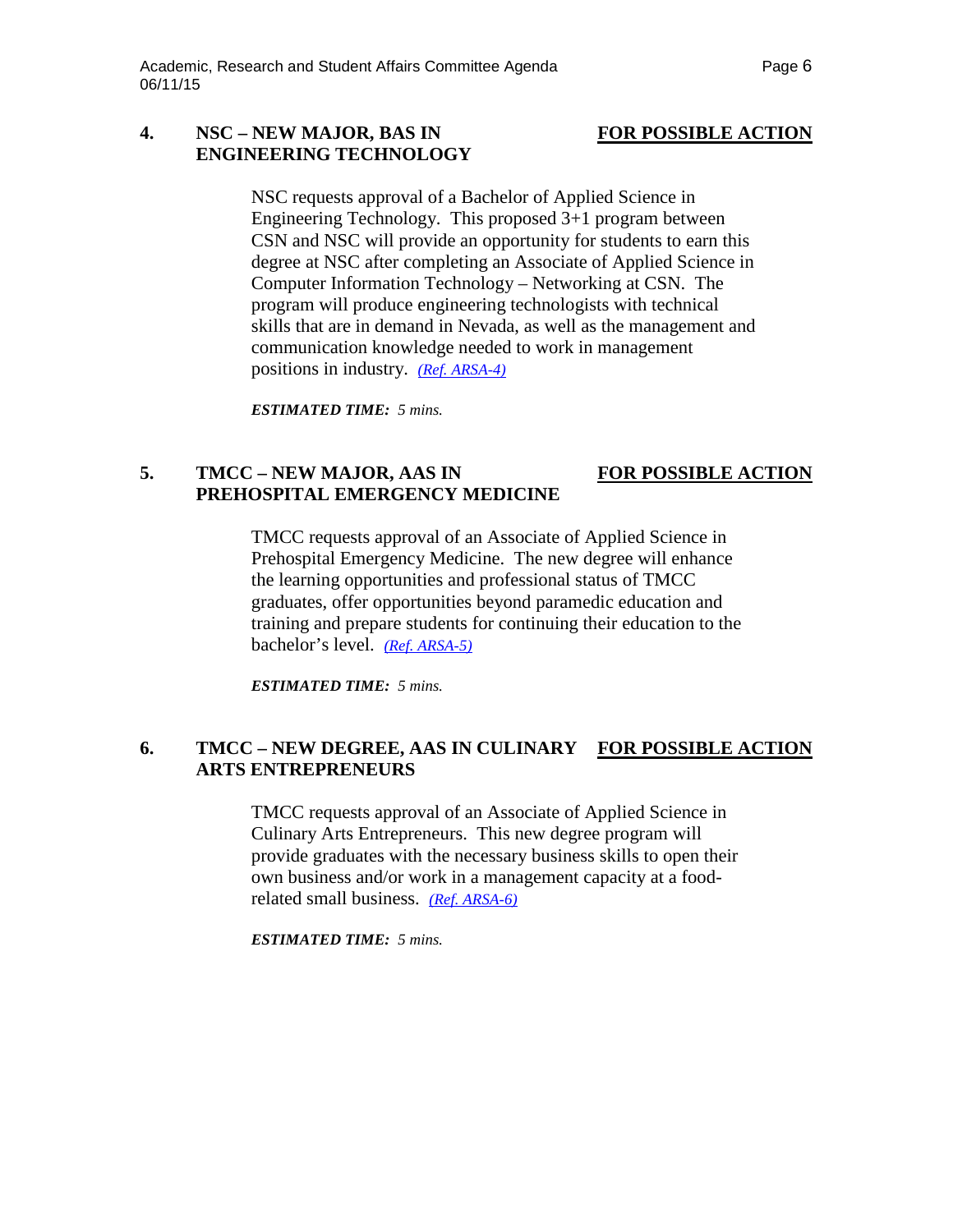### 4. NSC – NEW MAJOR, BAS IN ENGINEERING TECHNOLOGY — **FOR POSSIBLE ACTION**

NSC requests approval of a Bachelor of Applied Science in Engineering Technology. This proposed 3+1 program between CSN and NSC will provide an opportunity for students to earn this degree at NSC after completing an Associate of Applied Science in Computer Information Technology – Networking at CSN. The program will produce engineering technologists with technical skills that are in demand in Nevada, as well as the management and communication knowledge needed to work in management positions in industry. *(Ref. ARSA-4)*

***ESTIMATED TIME:*** *5 mins.*

### 5. TMCC – NEW MAJOR, AAS IN PREHOSPITAL EMERGENCY MEDICINE — **FOR POSSIBLE ACTION**

TMCC requests approval of an Associate of Applied Science in Prehospital Emergency Medicine. The new degree will enhance the learning opportunities and professional status of TMCC graduates, offer opportunities beyond paramedic education and training and prepare students for continuing their education to the bachelor's level. *(Ref. ARSA-5)*

***ESTIMATED TIME:*** *5 mins.*

### 6. TMCC – NEW DEGREE, AAS IN CULINARY ARTS ENTREPRENEURS — **FOR POSSIBLE ACTION**

TMCC requests approval of an Associate of Applied Science in Culinary Arts Entrepreneurs. This new degree program will provide graduates with the necessary business skills to open their own business and/or work in a management capacity at a food-related small business. *(Ref. ARSA-6)*

***ESTIMATED TIME:*** *5 mins.*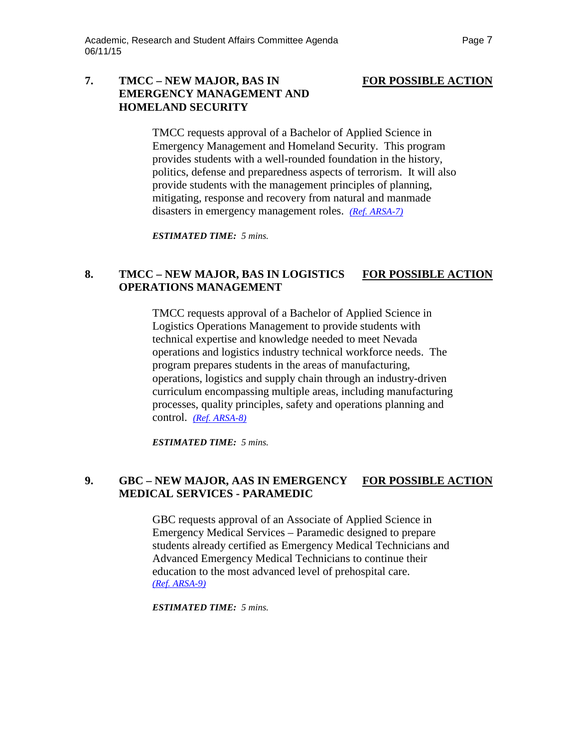## 7. TMCC – NEW MAJOR, BAS IN EMERGENCY MANAGEMENT AND HOMELAND SECURITY

**FOR POSSIBLE ACTION**

TMCC requests approval of a Bachelor of Applied Science in Emergency Management and Homeland Security. This program provides students with a well-rounded foundation in the history, politics, defense and preparedness aspects of terrorism. It will also provide students with the management principles of planning, mitigating, response and recovery from natural and manmade disasters in emergency management roles. *(Ref. ARSA-7)*

***ESTIMATED TIME:*** *5 mins.*

## 8. TMCC – NEW MAJOR, BAS IN LOGISTICS OPERATIONS MANAGEMENT

**FOR POSSIBLE ACTION**

TMCC requests approval of a Bachelor of Applied Science in Logistics Operations Management to provide students with technical expertise and knowledge needed to meet Nevada operations and logistics industry technical workforce needs. The program prepares students in the areas of manufacturing, operations, logistics and supply chain through an industry-driven curriculum encompassing multiple areas, including manufacturing processes, quality principles, safety and operations planning and control. *(Ref. ARSA-8)*

***ESTIMATED TIME:*** *5 mins.*

## 9. GBC – NEW MAJOR, AAS IN EMERGENCY MEDICAL SERVICES - PARAMEDIC

**FOR POSSIBLE ACTION**

GBC requests approval of an Associate of Applied Science in Emergency Medical Services – Paramedic designed to prepare students already certified as Emergency Medical Technicians and Advanced Emergency Medical Technicians to continue their education to the most advanced level of prehospital care. *(Ref. ARSA-9)*

***ESTIMATED TIME:*** *5 mins.*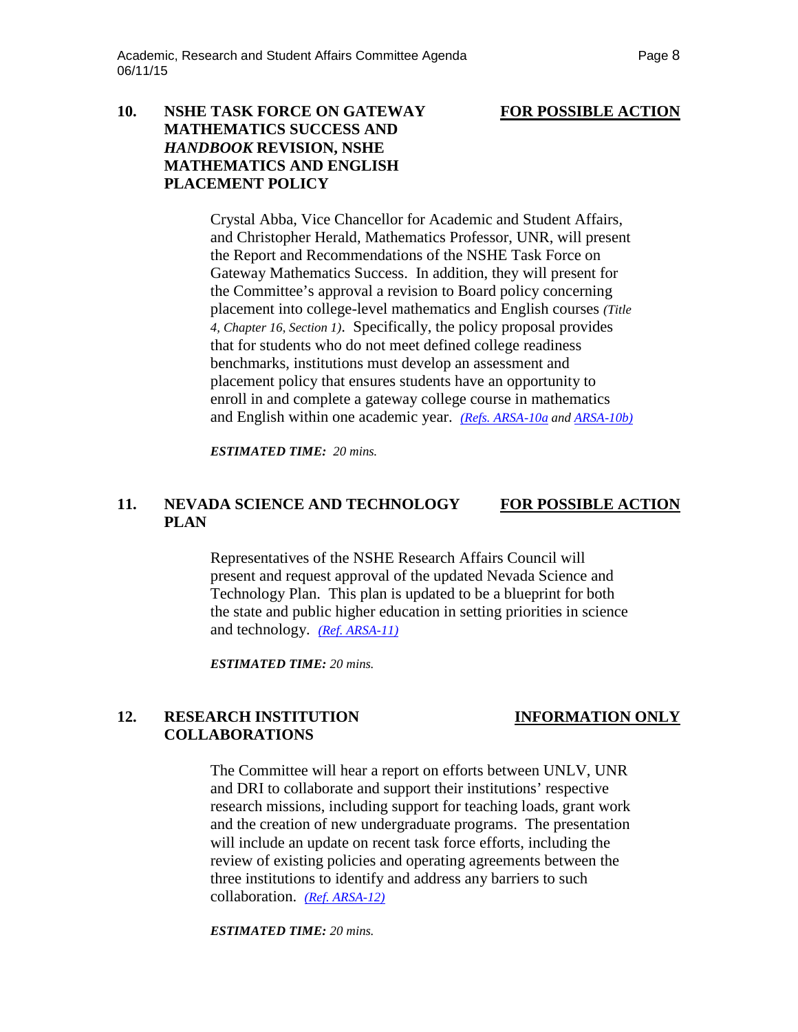## 10. NSHE TASK FORCE ON GATEWAY MATHEMATICS SUCCESS AND *HANDBOOK* REVISION, NSHE MATHEMATICS AND ENGLISH PLACEMENT POLICY

**FOR POSSIBLE ACTION**

Crystal Abba, Vice Chancellor for Academic and Student Affairs, and Christopher Herald, Mathematics Professor, UNR, will present the Report and Recommendations of the NSHE Task Force on Gateway Mathematics Success. In addition, they will present for the Committee's approval a revision to Board policy concerning placement into college-level mathematics and English courses *(Title 4, Chapter 16, Section 1)*. Specifically, the policy proposal provides that for students who do not meet defined college readiness benchmarks, institutions must develop an assessment and placement policy that ensures students have an opportunity to enroll in and complete a gateway college course in mathematics and English within one academic year. *(Refs. ARSA-10a and ARSA-10b)*

***ESTIMATED TIME:*** *20 mins.*

## 11. NEVADA SCIENCE AND TECHNOLOGY PLAN

**FOR POSSIBLE ACTION**

Representatives of the NSHE Research Affairs Council will present and request approval of the updated Nevada Science and Technology Plan. This plan is updated to be a blueprint for both the state and public higher education in setting priorities in science and technology. *(Ref. ARSA-11)*

***ESTIMATED TIME:*** *20 mins.*

## 12. RESEARCH INSTITUTION COLLABORATIONS

**INFORMATION ONLY**

The Committee will hear a report on efforts between UNLV, UNR and DRI to collaborate and support their institutions' respective research missions, including support for teaching loads, grant work and the creation of new undergraduate programs. The presentation will include an update on recent task force efforts, including the review of existing policies and operating agreements between the three institutions to identify and address any barriers to such collaboration. *(Ref. ARSA-12)*

***ESTIMATED TIME:*** *20 mins.*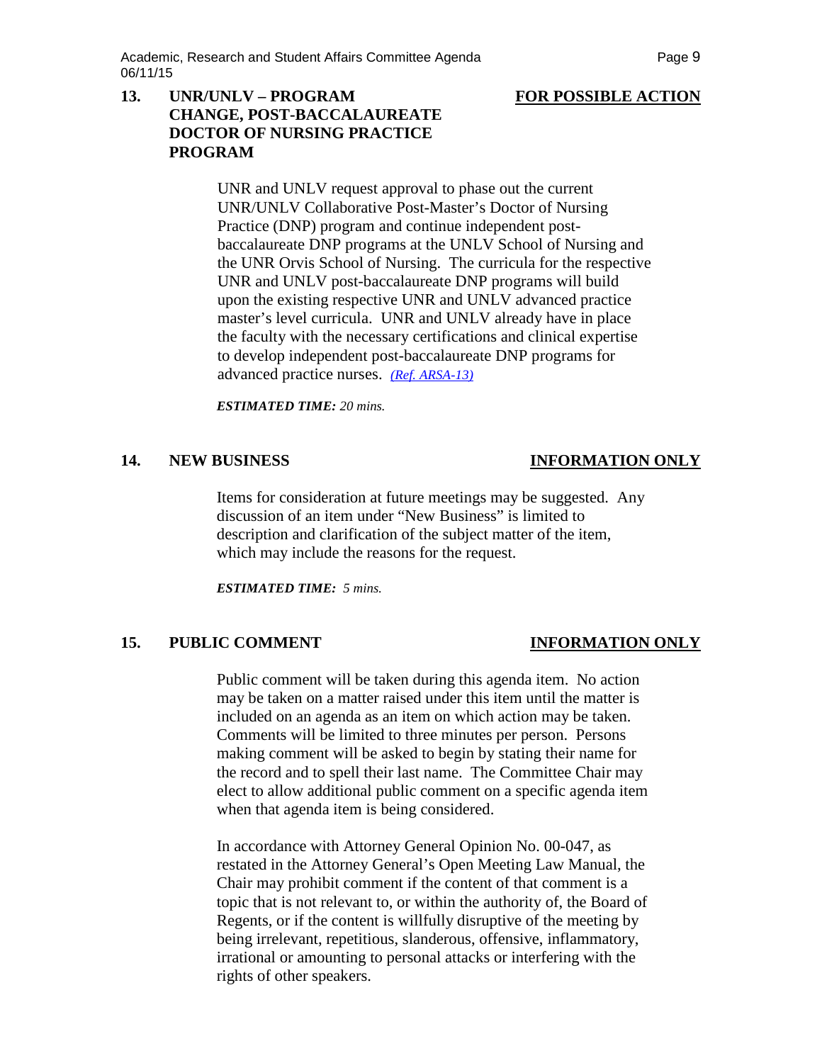**13. UNR/UNLV – PROGRAM CHANGE, POST-BACCALAUREATE DOCTOR OF NURSING PRACTICE PROGRAM** — **FOR POSSIBLE ACTION**

UNR and UNLV request approval to phase out the current UNR/UNLV Collaborative Post-Master's Doctor of Nursing Practice (DNP) program and continue independent post-baccalaureate DNP programs at the UNLV School of Nursing and the UNR Orvis School of Nursing. The curricula for the respective UNR and UNLV post-baccalaureate DNP programs will build upon the existing respective UNR and UNLV advanced practice master's level curricula. UNR and UNLV already have in place the faculty with the necessary certifications and clinical expertise to develop independent post-baccalaureate DNP programs for advanced practice nurses. *(Ref. ARSA-13)*

***ESTIMATED TIME:*** *20 mins.*

**14. NEW BUSINESS** — **INFORMATION ONLY**

Items for consideration at future meetings may be suggested. Any discussion of an item under "New Business" is limited to description and clarification of the subject matter of the item, which may include the reasons for the request.

***ESTIMATED TIME:*** *5 mins.*

**15. PUBLIC COMMENT** — **INFORMATION ONLY**

Public comment will be taken during this agenda item. No action may be taken on a matter raised under this item until the matter is included on an agenda as an item on which action may be taken. Comments will be limited to three minutes per person. Persons making comment will be asked to begin by stating their name for the record and to spell their last name. The Committee Chair may elect to allow additional public comment on a specific agenda item when that agenda item is being considered.

In accordance with Attorney General Opinion No. 00-047, as restated in the Attorney General's Open Meeting Law Manual, the Chair may prohibit comment if the content of that comment is a topic that is not relevant to, or within the authority of, the Board of Regents, or if the content is willfully disruptive of the meeting by being irrelevant, repetitious, slanderous, offensive, inflammatory, irrational or amounting to personal attacks or interfering with the rights of other speakers.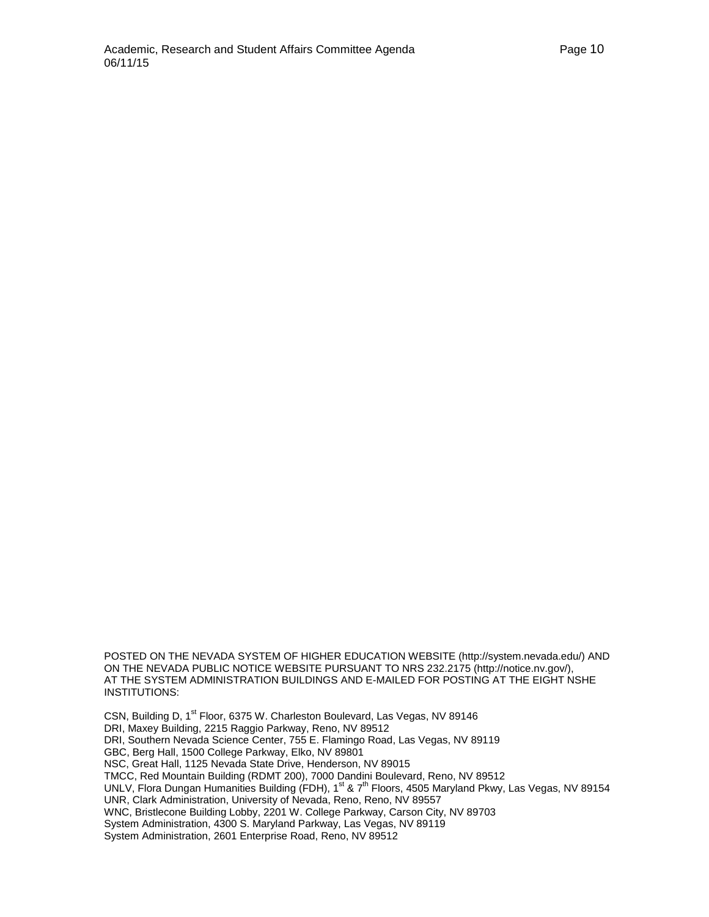POSTED ON THE NEVADA SYSTEM OF HIGHER EDUCATION WEBSITE (http://system.nevada.edu/) AND ON THE NEVADA PUBLIC NOTICE WEBSITE PURSUANT TO NRS 232.2175 (http://notice.nv.gov/), AT THE SYSTEM ADMINISTRATION BUILDINGS AND E-MAILED FOR POSTING AT THE EIGHT NSHE INSTITUTIONS:

CSN, Building D, 1st Floor, 6375 W. Charleston Boulevard, Las Vegas, NV 89146
DRI, Maxey Building, 2215 Raggio Parkway, Reno, NV 89512
DRI, Southern Nevada Science Center, 755 E. Flamingo Road, Las Vegas, NV 89119
GBC, Berg Hall, 1500 College Parkway, Elko, NV 89801
NSC, Great Hall, 1125 Nevada State Drive, Henderson, NV 89015
TMCC, Red Mountain Building (RDMT 200), 7000 Dandini Boulevard, Reno, NV 89512
UNLV, Flora Dungan Humanities Building (FDH), 1st & 7th Floors, 4505 Maryland Pkwy, Las Vegas, NV 89154
UNR, Clark Administration, University of Nevada, Reno, Reno, NV 89557
WNC, Bristlecone Building Lobby, 2201 W. College Parkway, Carson City, NV 89703
System Administration, 4300 S. Maryland Parkway, Las Vegas, NV 89119
System Administration, 2601 Enterprise Road, Reno, NV 89512